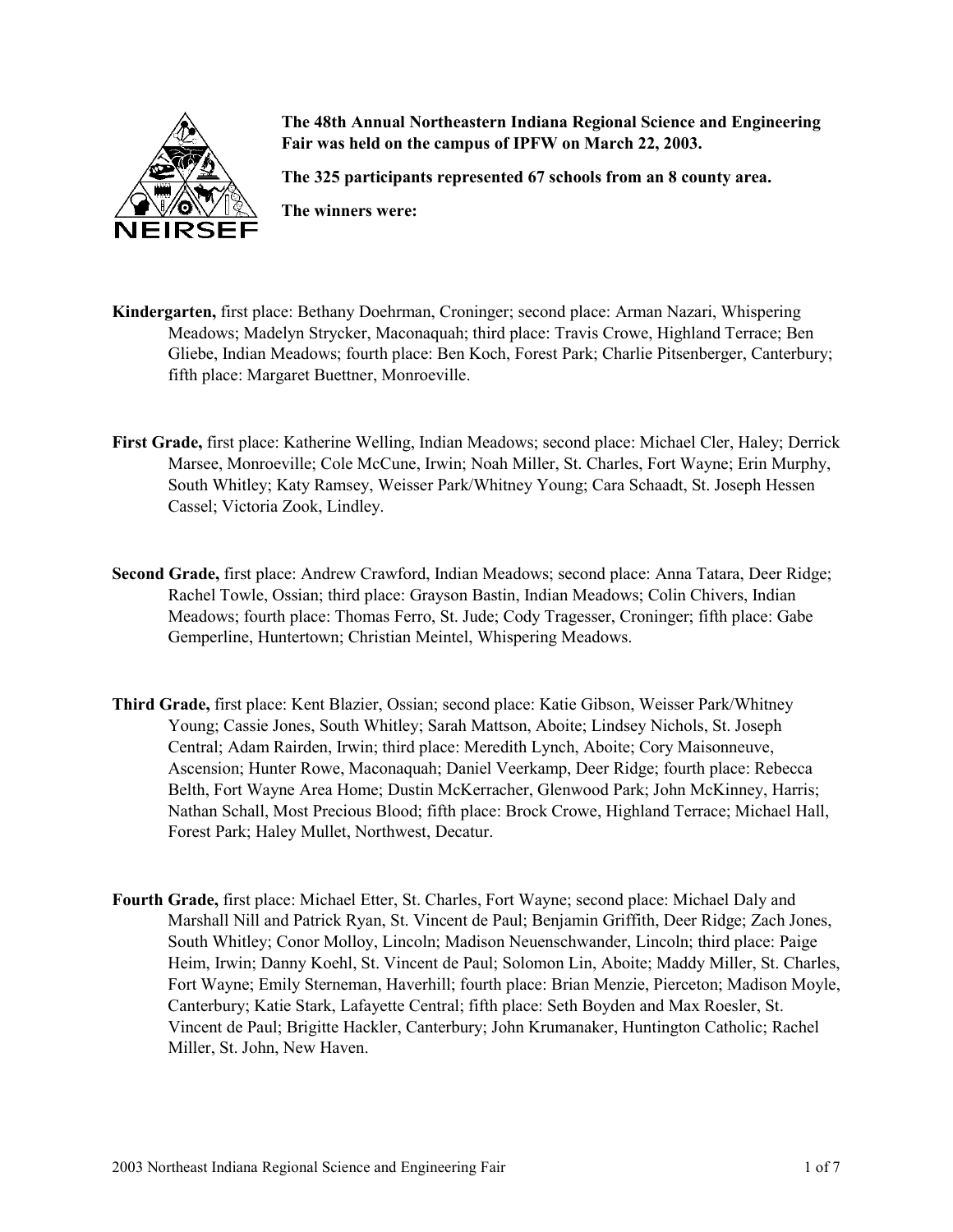**The 48th Annual Northeastern Indiana Regional Science and Engineering Fair was held on the campus of IPFW on March 22, 2003.**

**The 325 participants represented 67 schools from an 8 county area.**

**The winners were:**

**Kindergarten,** first place: Bethany Doehrman, Croninger; second place: Arman Nazari, Whispering Meadows; Madelyn Strycker, Maconaquah; third place: Travis Crowe, Highland Terrace; Ben Gliebe, Indian Meadows; fourth place: Ben Koch, Forest Park; Charlie Pitsenberger, Canterbury; fifth place: Margaret Buettner, Monroeville.

**First Grade,** first place: Katherine Welling, Indian Meadows; second place: Michael Cler, Haley; Derrick Marsee, Monroeville; Cole McCune, Irwin; Noah Miller, St. Charles, Fort Wayne; Erin Murphy, South Whitley; Katy Ramsey, Weisser Park/Whitney Young; Cara Schaadt, St. Joseph Hessen Cassel; Victoria Zook, Lindley.

**Second Grade,** first place: Andrew Crawford, Indian Meadows; second place: Anna Tatara, Deer Ridge; Rachel Towle, Ossian; third place: Grayson Bastin, Indian Meadows; Colin Chivers, Indian Meadows; fourth place: Thomas Ferro, St. Jude; Cody Tragesser, Croninger; fifth place: Gabe Gemperline, Huntertown; Christian Meintel, Whispering Meadows.

**Third Grade,** first place: Kent Blazier, Ossian; second place: Katie Gibson, Weisser Park/Whitney Young; Cassie Jones, South Whitley; Sarah Mattson, Aboite; Lindsey Nichols, St. Joseph Central; Adam Rairden, Irwin; third place: Meredith Lynch, Aboite; Cory Maisonneuve, Ascension; Hunter Rowe, Maconaquah; Daniel Veerkamp, Deer Ridge; fourth place: Rebecca Belth, Fort Wayne Area Home; Dustin McKerracher, Glenwood Park; John McKinney, Harris; Nathan Schall, Most Precious Blood; fifth place: Brock Crowe, Highland Terrace; Michael Hall, Forest Park; Haley Mullet, Northwest, Decatur.

**Fourth Grade,** first place: Michael Etter, St. Charles, Fort Wayne; second place: Michael Daly and Marshall Nill and Patrick Ryan, St. Vincent de Paul; Benjamin Griffith, Deer Ridge; Zach Jones, South Whitley; Conor Molloy, Lincoln; Madison Neuenschwander, Lincoln; third place: Paige Heim, Irwin; Danny Koehl, St. Vincent de Paul; Solomon Lin, Aboite; Maddy Miller, St. Charles, Fort Wayne; Emily Sterneman, Haverhill; fourth place: Brian Menzie, Pierceton; Madison Moyle, Canterbury; Katie Stark, Lafayette Central; fifth place: Seth Boyden and Max Roesler, St. Vincent de Paul; Brigitte Hackler, Canterbury; John Krumanaker, Huntington Catholic; Rachel Miller, St. John, New Haven.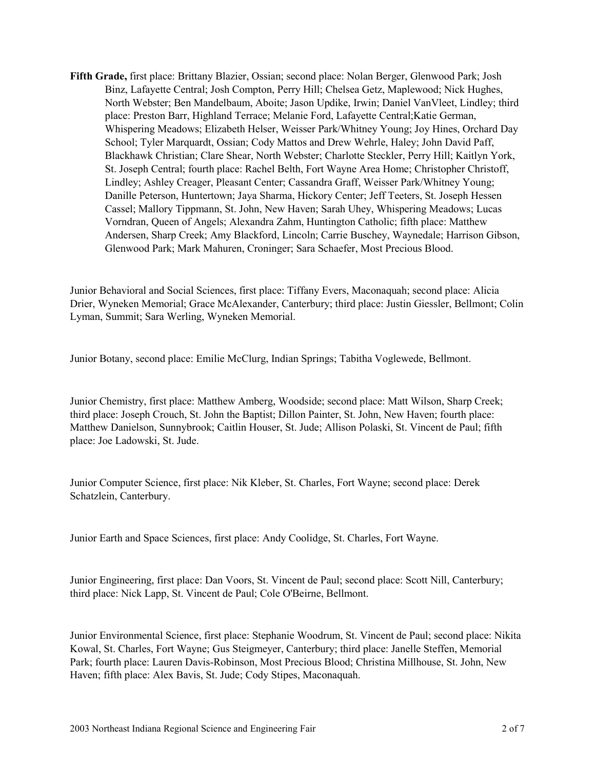**Fifth Grade,** first place: Brittany Blazier, Ossian; second place: Nolan Berger, Glenwood Park; Josh Binz, Lafayette Central; Josh Compton, Perry Hill; Chelsea Getz, Maplewood; Nick Hughes, North Webster; Ben Mandelbaum, Aboite; Jason Updike, Irwin; Daniel VanVleet, Lindley; third place: Preston Barr, Highland Terrace; Melanie Ford, Lafayette Central;Katie German, Whispering Meadows; Elizabeth Helser, Weisser Park/Whitney Young; Joy Hines, Orchard Day School; Tyler Marquardt, Ossian; Cody Mattos and Drew Wehrle, Haley; John David Paff, Blackhawk Christian; Clare Shear, North Webster; Charlotte Steckler, Perry Hill; Kaitlyn York, St. Joseph Central; fourth place: Rachel Belth, Fort Wayne Area Home; Christopher Christoff, Lindley; Ashley Creager, Pleasant Center; Cassandra Graff, Weisser Park/Whitney Young; Danille Peterson, Huntertown; Jaya Sharma, Hickory Center; Jeff Teeters, St. Joseph Hessen Cassel; Mallory Tippmann, St. John, New Haven; Sarah Uhey, Whispering Meadows; Lucas Vorndran, Queen of Angels; Alexandra Zahm, Huntington Catholic; fifth place: Matthew Andersen, Sharp Creek; Amy Blackford, Lincoln; Carrie Buschey, Waynedale; Harrison Gibson, Glenwood Park; Mark Mahuren, Croninger; Sara Schaefer, Most Precious Blood.

Junior Behavioral and Social Sciences, first place: Tiffany Evers, Maconaquah; second place: Alicia Drier, Wyneken Memorial; Grace McAlexander, Canterbury; third place: Justin Giessler, Bellmont; Colin Lyman, Summit; Sara Werling, Wyneken Memorial.

Junior Botany, second place: Emilie McClurg, Indian Springs; Tabitha Voglewede, Bellmont.

Junior Chemistry, first place: Matthew Amberg, Woodside; second place: Matt Wilson, Sharp Creek; third place: Joseph Crouch, St. John the Baptist; Dillon Painter, St. John, New Haven; fourth place: Matthew Danielson, Sunnybrook; Caitlin Houser, St. Jude; Allison Polaski, St. Vincent de Paul; fifth place: Joe Ladowski, St. Jude.

Junior Computer Science, first place: Nik Kleber, St. Charles, Fort Wayne; second place: Derek Schatzlein, Canterbury.

Junior Earth and Space Sciences, first place: Andy Coolidge, St. Charles, Fort Wayne.

Junior Engineering, first place: Dan Voors, St. Vincent de Paul; second place: Scott Nill, Canterbury; third place: Nick Lapp, St. Vincent de Paul; Cole O'Beirne, Bellmont.

Junior Environmental Science, first place: Stephanie Woodrum, St. Vincent de Paul; second place: Nikita Kowal, St. Charles, Fort Wayne; Gus Steigmeyer, Canterbury; third place: Janelle Steffen, Memorial Park; fourth place: Lauren Davis-Robinson, Most Precious Blood; Christina Millhouse, St. John, New Haven; fifth place: Alex Bavis, St. Jude; Cody Stipes, Maconaquah.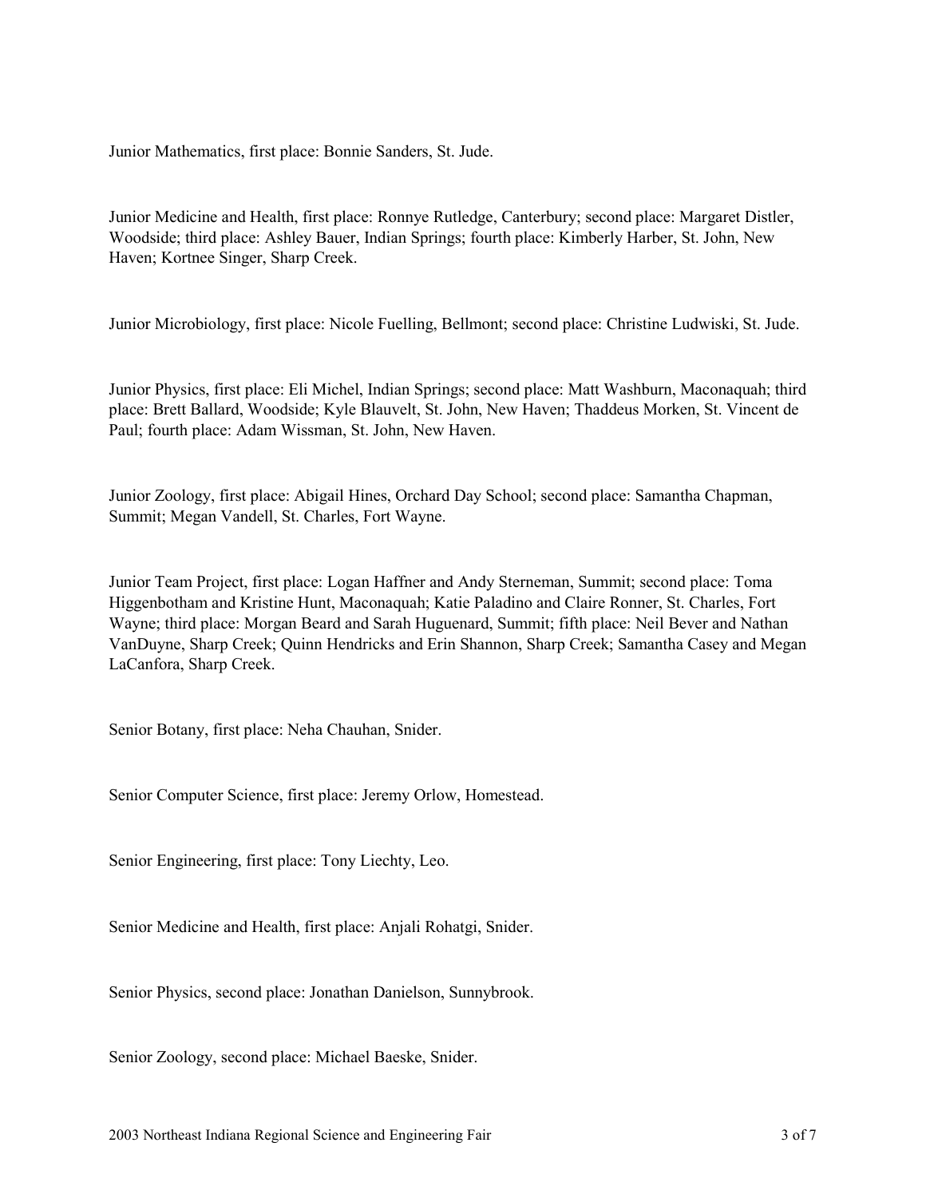Junior Mathematics, first place: Bonnie Sanders, St. Jude.

Junior Medicine and Health, first place: Ronnye Rutledge, Canterbury; second place: Margaret Distler, Woodside; third place: Ashley Bauer, Indian Springs; fourth place: Kimberly Harber, St. John, New Haven; Kortnee Singer, Sharp Creek.

Junior Microbiology, first place: Nicole Fuelling, Bellmont; second place: Christine Ludwiski, St. Jude.

Junior Physics, first place: Eli Michel, Indian Springs; second place: Matt Washburn, Maconaquah; third place: Brett Ballard, Woodside; Kyle Blauvelt, St. John, New Haven; Thaddeus Morken, St. Vincent de Paul; fourth place: Adam Wissman, St. John, New Haven.

Junior Zoology, first place: Abigail Hines, Orchard Day School; second place: Samantha Chapman, Summit; Megan Vandell, St. Charles, Fort Wayne.

Junior Team Project, first place: Logan Haffner and Andy Sterneman, Summit; second place: Toma Higgenbotham and Kristine Hunt, Maconaquah; Katie Paladino and Claire Ronner, St. Charles, Fort Wayne; third place: Morgan Beard and Sarah Huguenard, Summit; fifth place: Neil Bever and Nathan VanDuyne, Sharp Creek; Quinn Hendricks and Erin Shannon, Sharp Creek; Samantha Casey and Megan LaCanfora, Sharp Creek.

Senior Botany, first place: Neha Chauhan, Snider.

Senior Computer Science, first place: Jeremy Orlow, Homestead.

Senior Engineering, first place: Tony Liechty, Leo.

Senior Medicine and Health, first place: Anjali Rohatgi, Snider.

Senior Physics, second place: Jonathan Danielson, Sunnybrook.

Senior Zoology, second place: Michael Baeske, Snider.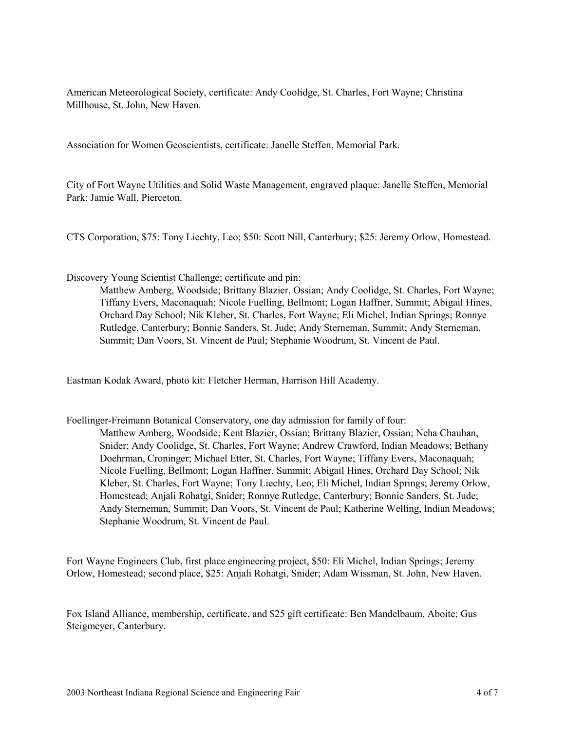American Meteorological Society, certificate: Andy Coolidge, St. Charles, Fort Wayne; Christina Millhouse, St. John, New Haven.

Association for Women Geoscientists, certificate: Janelle Steffen, Memorial Park.

City of Fort Wayne Utilities and Solid Waste Management, engraved plaque: Janelle Steffen, Memorial Park; Jamie Wall, Pierceton.

CTS Corporation, $75: Tony Liechty, Leo; $50: Scott Nill, Canterbury; $25: Jeremy Orlow, Homestead.

Discovery Young Scientist Challenge; certificate and pin:

Matthew Amberg, Woodside; Brittany Blazier, Ossian; Andy Coolidge, St. Charles, Fort Wayne; Tiffany Evers, Maconaquah; Nicole Fuelling, Bellmont; Logan Haffner, Summit; Abigail Hines, Orchard Day School; Nik Kleber, St. Charles, Fort Wayne; Eli Michel, Indian Springs; Ronnye Rutledge, Canterbury; Bonnie Sanders, St. Jude; Andy Sterneman, Summit; Andy Sterneman, Summit; Dan Voors, St. Vincent de Paul; Stephanie Woodrum, St. Vincent de Paul.

Eastman Kodak Award, photo kit: Fletcher Herman, Harrison Hill Academy.

Foellinger-Freimann Botanical Conservatory, one day admission for family of four:

Matthew Amberg, Woodside; Kent Blazier, Ossian; Brittany Blazier, Ossian; Neha Chauhan, Snider; Andy Coolidge, St. Charles, Fort Wayne; Andrew Crawford, Indian Meadows; Bethany Doehrman, Croninger; Michael Etter, St. Charles, Fort Wayne; Tiffany Evers, Maconaquah; Nicole Fuelling, Bellmont; Logan Haffner, Summit; Abigail Hines, Orchard Day School; Nik Kleber, St. Charles, Fort Wayne; Tony Liechty, Leo; Eli Michel, Indian Springs; Jeremy Orlow, Homestead; Anjali Rohatgi, Snider; Ronnye Rutledge, Canterbury; Bonnie Sanders, St. Jude; Andy Sterneman, Summit; Dan Voors, St. Vincent de Paul; Katherine Welling, Indian Meadows; Stephanie Woodrum, St. Vincent de Paul.

Fort Wayne Engineers Club, first place engineering project, $50: Eli Michel, Indian Springs; Jeremy Orlow, Homestead; second place, $25: Anjali Rohatgi, Snider; Adam Wissman, St. John, New Haven.

Fox Island Alliance, membership, certificate, and $25 gift certificate: Ben Mandelbaum, Aboite; Gus Steigmeyer, Canterbury.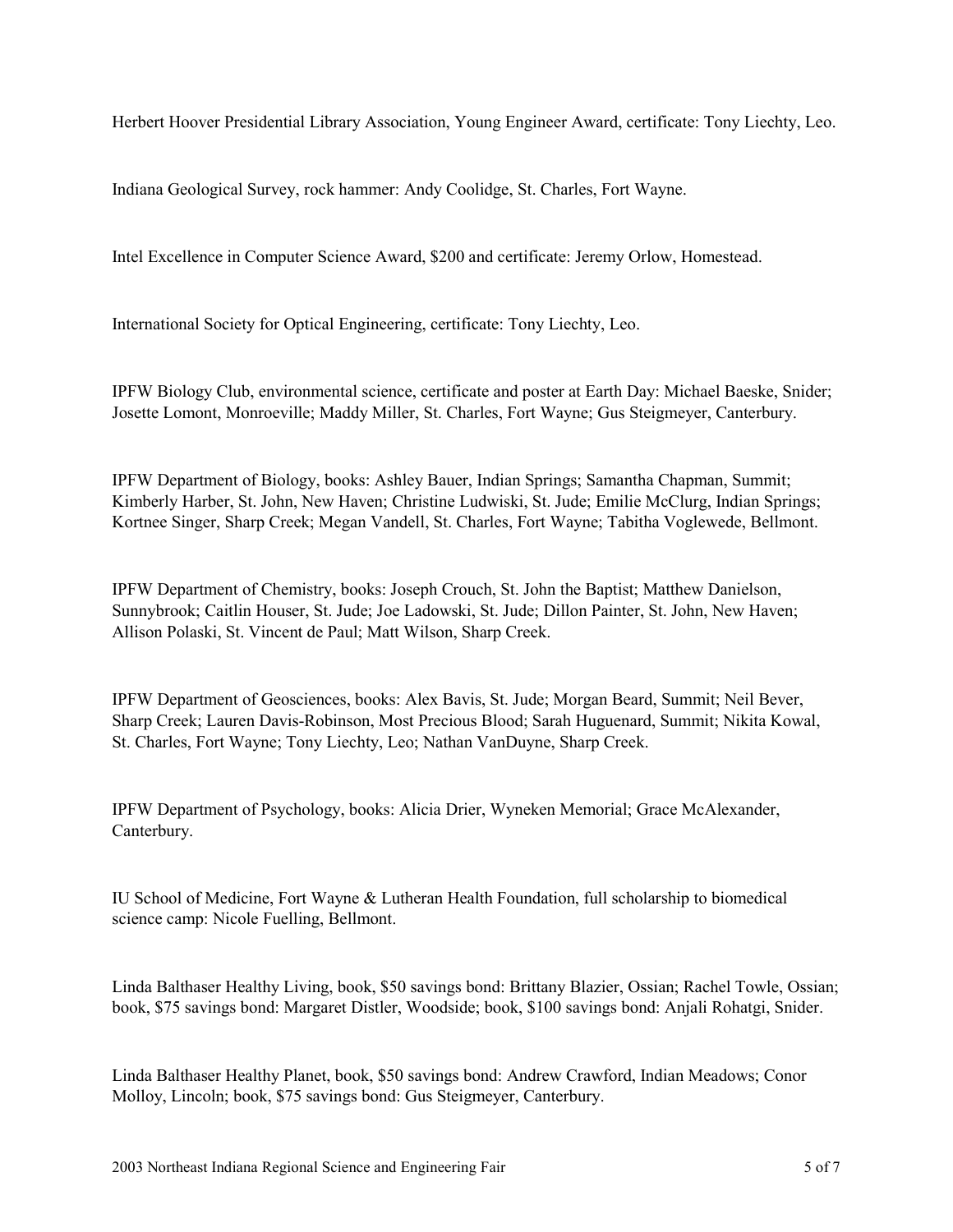Herbert Hoover Presidential Library Association, Young Engineer Award, certificate: Tony Liechty, Leo.

Indiana Geological Survey, rock hammer: Andy Coolidge, St. Charles, Fort Wayne.

Intel Excellence in Computer Science Award, $200 and certificate: Jeremy Orlow, Homestead.

International Society for Optical Engineering, certificate: Tony Liechty, Leo.

IPFW Biology Club, environmental science, certificate and poster at Earth Day: Michael Baeske, Snider; Josette Lomont, Monroeville; Maddy Miller, St. Charles, Fort Wayne; Gus Steigmeyer, Canterbury.

IPFW Department of Biology, books: Ashley Bauer, Indian Springs; Samantha Chapman, Summit; Kimberly Harber, St. John, New Haven; Christine Ludwiski, St. Jude; Emilie McClurg, Indian Springs; Kortnee Singer, Sharp Creek; Megan Vandell, St. Charles, Fort Wayne; Tabitha Voglewede, Bellmont.

IPFW Department of Chemistry, books: Joseph Crouch, St. John the Baptist; Matthew Danielson, Sunnybrook; Caitlin Houser, St. Jude; Joe Ladowski, St. Jude; Dillon Painter, St. John, New Haven; Allison Polaski, St. Vincent de Paul; Matt Wilson, Sharp Creek.

IPFW Department of Geosciences, books: Alex Bavis, St. Jude; Morgan Beard, Summit; Neil Bever, Sharp Creek; Lauren Davis-Robinson, Most Precious Blood; Sarah Huguenard, Summit; Nikita Kowal, St. Charles, Fort Wayne; Tony Liechty, Leo; Nathan VanDuyne, Sharp Creek.

IPFW Department of Psychology, books: Alicia Drier, Wyneken Memorial; Grace McAlexander, Canterbury.

IU School of Medicine, Fort Wayne & Lutheran Health Foundation, full scholarship to biomedical science camp: Nicole Fuelling, Bellmont.

Linda Balthaser Healthy Living, book, $50 savings bond: Brittany Blazier, Ossian; Rachel Towle, Ossian; book, $75 savings bond: Margaret Distler, Woodside; book, $100 savings bond: Anjali Rohatgi, Snider.

Linda Balthaser Healthy Planet, book, $50 savings bond: Andrew Crawford, Indian Meadows; Conor Molloy, Lincoln; book, $75 savings bond: Gus Steigmeyer, Canterbury.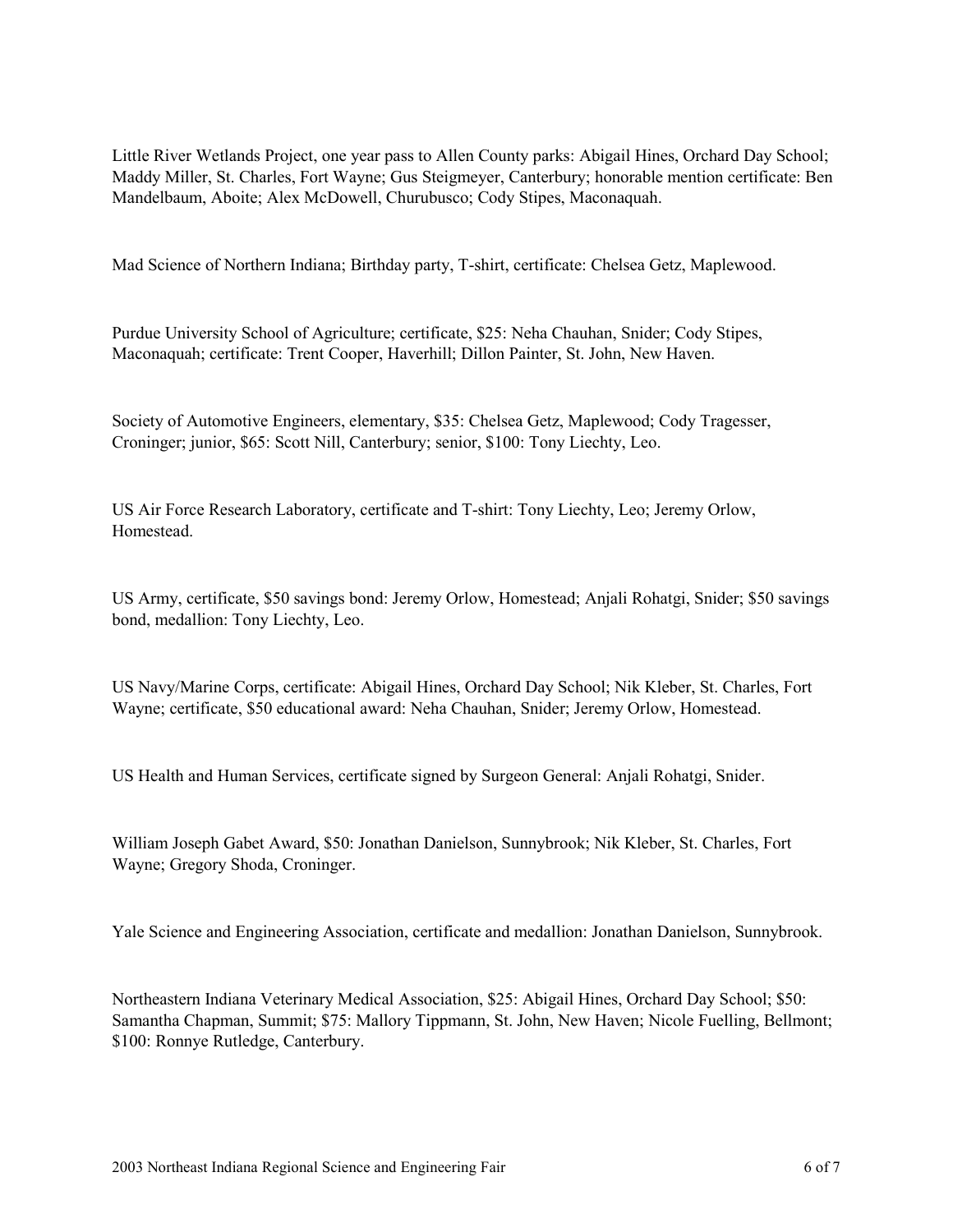Little River Wetlands Project, one year pass to Allen County parks: Abigail Hines, Orchard Day School; Maddy Miller, St. Charles, Fort Wayne; Gus Steigmeyer, Canterbury; honorable mention certificate: Ben Mandelbaum, Aboite; Alex McDowell, Churubusco; Cody Stipes, Maconaquah.

Mad Science of Northern Indiana; Birthday party, T-shirt, certificate: Chelsea Getz, Maplewood.

Purdue University School of Agriculture; certificate, $25: Neha Chauhan, Snider; Cody Stipes, Maconaquah; certificate: Trent Cooper, Haverhill; Dillon Painter, St. John, New Haven.

Society of Automotive Engineers, elementary, $35: Chelsea Getz, Maplewood; Cody Tragesser, Croninger; junior, $65: Scott Nill, Canterbury; senior, $100: Tony Liechty, Leo.

US Air Force Research Laboratory, certificate and T-shirt: Tony Liechty, Leo; Jeremy Orlow, Homestead.

US Army, certificate, $50 savings bond: Jeremy Orlow, Homestead; Anjali Rohatgi, Snider; $50 savings bond, medallion: Tony Liechty, Leo.

US Navy/Marine Corps, certificate: Abigail Hines, Orchard Day School; Nik Kleber, St. Charles, Fort Wayne; certificate, $50 educational award: Neha Chauhan, Snider; Jeremy Orlow, Homestead.

US Health and Human Services, certificate signed by Surgeon General: Anjali Rohatgi, Snider.

William Joseph Gabet Award, $50: Jonathan Danielson, Sunnybrook; Nik Kleber, St. Charles, Fort Wayne; Gregory Shoda, Croninger.

Yale Science and Engineering Association, certificate and medallion: Jonathan Danielson, Sunnybrook.

Northeastern Indiana Veterinary Medical Association, $25: Abigail Hines, Orchard Day School; $50: Samantha Chapman, Summit; $75: Mallory Tippmann, St. John, New Haven; Nicole Fuelling, Bellmont; $100: Ronnye Rutledge, Canterbury.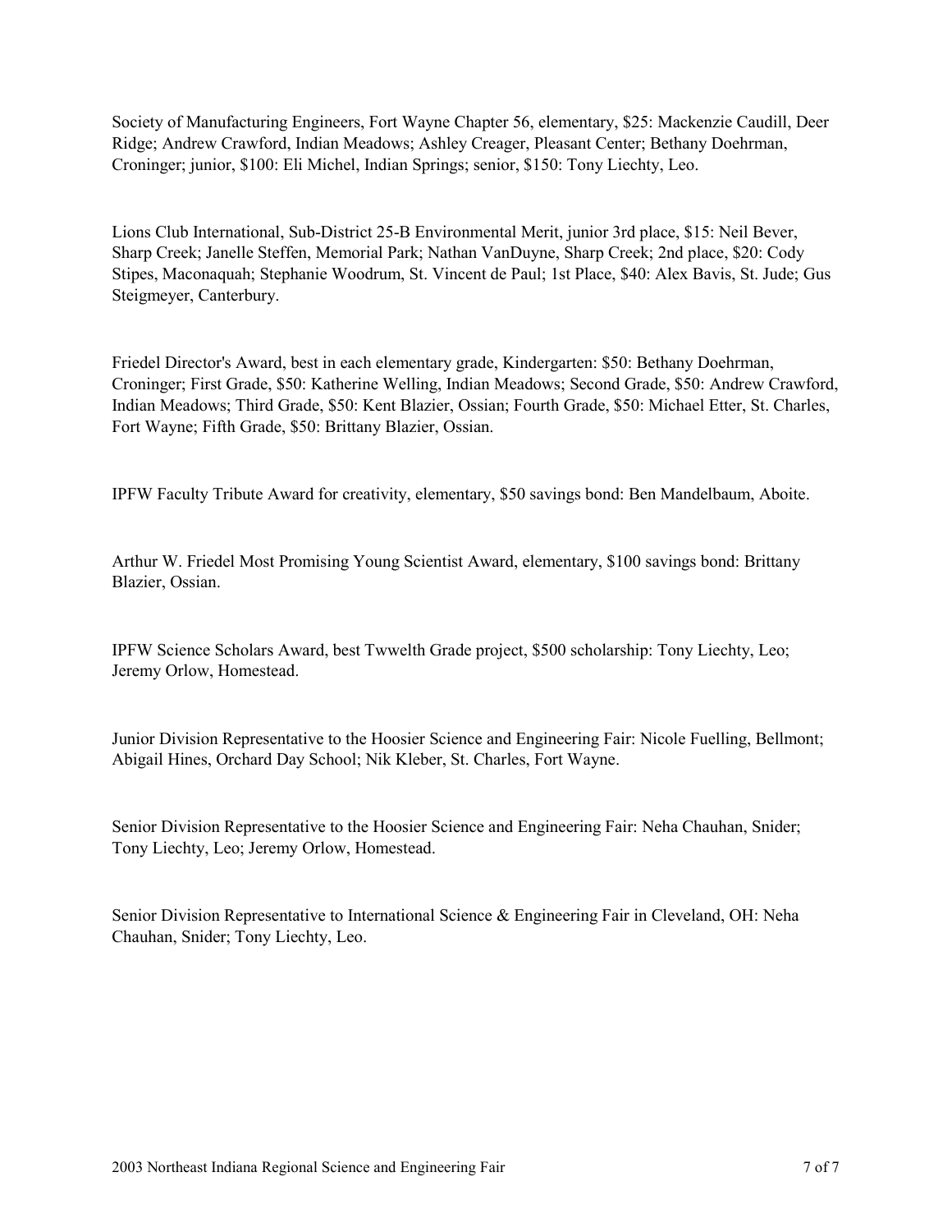Society of Manufacturing Engineers, Fort Wayne Chapter 56, elementary, $25: Mackenzie Caudill, Deer Ridge; Andrew Crawford, Indian Meadows; Ashley Creager, Pleasant Center; Bethany Doehrman, Croninger; junior, $100: Eli Michel, Indian Springs; senior, $150: Tony Liechty, Leo.

Lions Club International, Sub-District 25-B Environmental Merit, junior 3rd place, $15: Neil Bever, Sharp Creek; Janelle Steffen, Memorial Park; Nathan VanDuyne, Sharp Creek; 2nd place, $20: Cody Stipes, Maconaquah; Stephanie Woodrum, St. Vincent de Paul; 1st Place, $40: Alex Bavis, St. Jude; Gus Steigmeyer, Canterbury.

Friedel Director's Award, best in each elementary grade, Kindergarten: $50: Bethany Doehrman, Croninger; First Grade, $50: Katherine Welling, Indian Meadows; Second Grade, $50: Andrew Crawford, Indian Meadows; Third Grade, $50: Kent Blazier, Ossian; Fourth Grade, $50: Michael Etter, St. Charles, Fort Wayne; Fifth Grade, $50: Brittany Blazier, Ossian.

IPFW Faculty Tribute Award for creativity, elementary, $50 savings bond: Ben Mandelbaum, Aboite.

Arthur W. Friedel Most Promising Young Scientist Award, elementary, $100 savings bond: Brittany Blazier, Ossian.

IPFW Science Scholars Award, best Twwelth Grade project, $500 scholarship: Tony Liechty, Leo; Jeremy Orlow, Homestead.

Junior Division Representative to the Hoosier Science and Engineering Fair: Nicole Fuelling, Bellmont; Abigail Hines, Orchard Day School; Nik Kleber, St. Charles, Fort Wayne.

Senior Division Representative to the Hoosier Science and Engineering Fair: Neha Chauhan, Snider; Tony Liechty, Leo; Jeremy Orlow, Homestead.

Senior Division Representative to International Science & Engineering Fair in Cleveland, OH: Neha Chauhan, Snider; Tony Liechty, Leo.